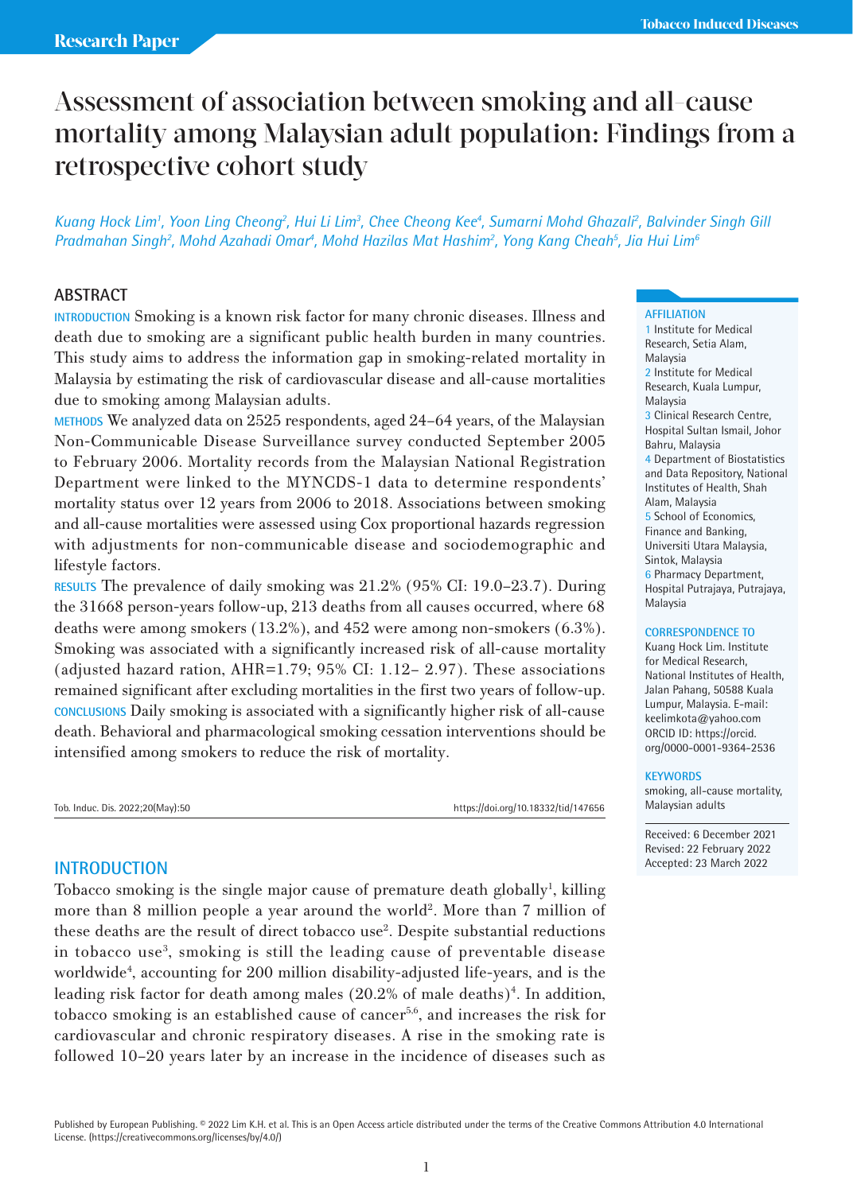Research Paper

# Assessment of association between smoking and all-cause mortality among Malaysian adult population: Findings from a retrospective cohort study

*Kuang Hock Lim[1], Yoon Ling Cheong[2], Hui Li Lim[3], Chee Cheong Kee[4], Sumarni Mohd Ghazali[2], Balvinder Singh Gill Pradmahan Singh[2], Mohd Azahadi Omar[4], Mohd Hazilas Mat Hashim[2], Yong Kang Cheah[5], Jia Hui Lim[6]*

## ABSTRACT

**INTRODUCTION** Smoking is a known risk factor for many chronic diseases. Illness and death due to smoking are a significant public health burden in many countries. This study aims to address the information gap in smoking-related mortality in Malaysia by estimating the risk of cardiovascular disease and all-cause mortalities due to smoking among Malaysian adults.

**METHODS** We analyzed data on 2525 respondents, aged 24–64 years, of the Malaysian Non-Communicable Disease Surveillance survey conducted September 2005 to February 2006. Mortality records from the Malaysian National Registration Department were linked to the MYNCDS-1 data to determine respondents' mortality status over 12 years from 2006 to 2018. Associations between smoking and all-cause mortalities were assessed using Cox proportional hazards regression with adjustments for non-communicable disease and sociodemographic and lifestyle factors.

**RESULTS** The prevalence of daily smoking was 21.2% (95% CI: 19.0–23.7). During the 31668 person-years follow-up, 213 deaths from all causes occurred, where 68 deaths were among smokers (13.2%), and 452 were among non-smokers (6.3%). Smoking was associated with a significantly increased risk of all-cause mortality (adjusted hazard ration, AHR=1.79; 95% CI: 1.12– 2.97). These associations remained significant after excluding mortalities in the first two years of follow-up.

**CONCLUSIONS** Daily smoking is associated with a significantly higher risk of all-cause death. Behavioral and pharmacological smoking cessation interventions should be intensified among smokers to reduce the risk of mortality.

Tob. Induc. Dis. 2022;20(May):50 https://doi.org/10.18332/tid/147656

**AFFILIATION**
1 Institute for Medical Research, Setia Alam, Malaysia
2 Institute for Medical Research, Kuala Lumpur, Malaysia
3 Clinical Research Centre, Hospital Sultan Ismail, Johor Bahru, Malaysia
4 Department of Biostatistics and Data Repository, National Institutes of Health, Shah Alam, Malaysia
5 School of Economics, Finance and Banking, Universiti Utara Malaysia, Sintok, Malaysia
6 Pharmacy Department, Hospital Putrajaya, Putrajaya, Malaysia

**CORRESPONDENCE TO**
Kuang Hock Lim. Institute for Medical Research, National Institutes of Health, Jalan Pahang, 50588 Kuala Lumpur, Malaysia. E-mail: keelimkota@yahoo.com
ORCID ID: https://orcid.org/0000-0001-9364-2536

**KEYWORDS**
smoking, all-cause mortality, Malaysian adults

Received: 6 December 2021
Revised: 22 February 2022
Accepted: 23 March 2022

## INTRODUCTION

Tobacco smoking is the single major cause of premature death globally[1], killing more than 8 million people a year around the world[2]. More than 7 million of these deaths are the result of direct tobacco use[2]. Despite substantial reductions in tobacco use[3], smoking is still the leading cause of preventable disease worldwide[4], accounting for 200 million disability-adjusted life-years, and is the leading risk factor for death among males (20.2% of male deaths)[4]. In addition, tobacco smoking is an established cause of cancer[5,6], and increases the risk for cardiovascular and chronic respiratory diseases. A rise in the smoking rate is followed 10–20 years later by an increase in the incidence of diseases such as

Published by European Publishing. © 2022 Lim K.H. et al. This is an Open Access article distributed under the terms of the Creative Commons Attribution 4.0 International License. (https://creativecommons.org/licenses/by/4.0/)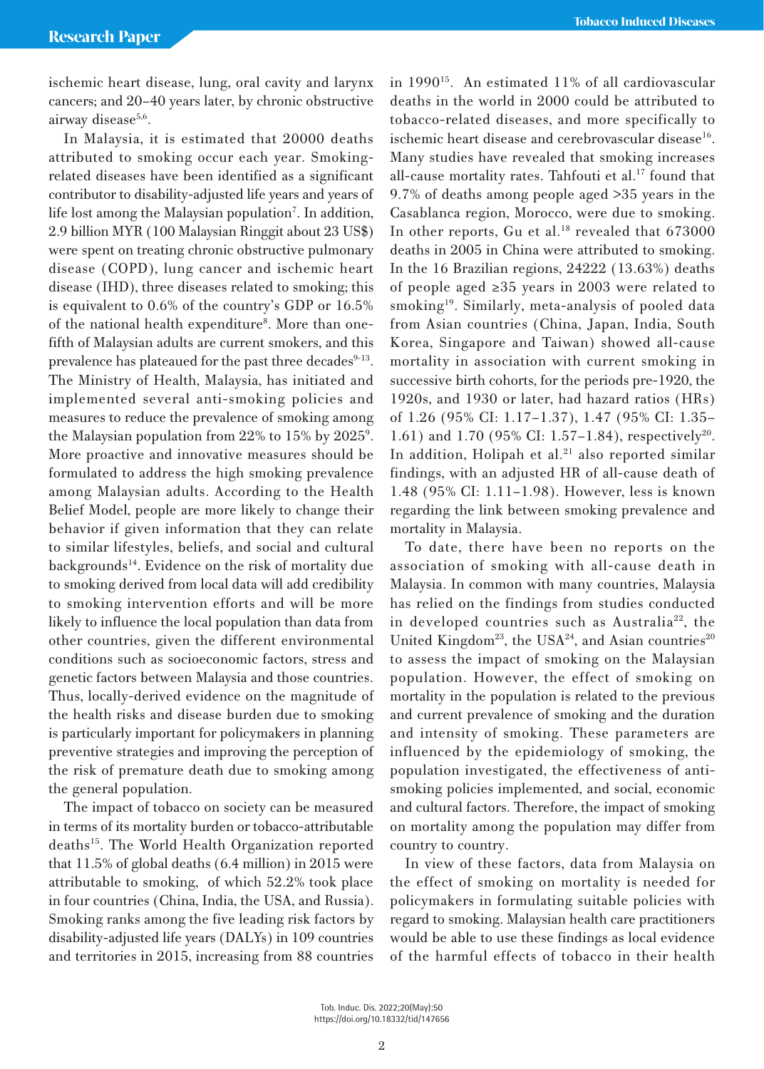ischemic heart disease, lung, oral cavity and larynx cancers; and 20–40 years later, by chronic obstructive airway disease[5,6].

In Malaysia, it is estimated that 20000 deaths attributed to smoking occur each year. Smoking-related diseases have been identified as a significant contributor to disability-adjusted life years and years of life lost among the Malaysian population[7]. In addition, 2.9 billion MYR (100 Malaysian Ringgit about 23 US$) were spent on treating chronic obstructive pulmonary disease (COPD), lung cancer and ischemic heart disease (IHD), three diseases related to smoking; this is equivalent to 0.6% of the country's GDP or 16.5% of the national health expenditure[8]. More than one-fifth of Malaysian adults are current smokers, and this prevalence has plateaued for the past three decades[9-13]. The Ministry of Health, Malaysia, has initiated and implemented several anti-smoking policies and measures to reduce the prevalence of smoking among the Malaysian population from 22% to 15% by 2025[9]. More proactive and innovative measures should be formulated to address the high smoking prevalence among Malaysian adults. According to the Health Belief Model, people are more likely to change their behavior if given information that they can relate to similar lifestyles, beliefs, and social and cultural backgrounds[14]. Evidence on the risk of mortality due to smoking derived from local data will add credibility to smoking intervention efforts and will be more likely to influence the local population than data from other countries, given the different environmental conditions such as socioeconomic factors, stress and genetic factors between Malaysia and those countries. Thus, locally-derived evidence on the magnitude of the health risks and disease burden due to smoking is particularly important for policymakers in planning preventive strategies and improving the perception of the risk of premature death due to smoking among the general population.

The impact of tobacco on society can be measured in terms of its mortality burden or tobacco-attributable deaths[15]. The World Health Organization reported that 11.5% of global deaths (6.4 million) in 2015 were attributable to smoking, of which 52.2% took place in four countries (China, India, the USA, and Russia). Smoking ranks among the five leading risk factors by disability-adjusted life years (DALYs) in 109 countries and territories in 2015, increasing from 88 countries in 1990[15]. An estimated 11% of all cardiovascular deaths in the world in 2000 could be attributed to tobacco-related diseases, and more specifically to ischemic heart disease and cerebrovascular disease[16]. Many studies have revealed that smoking increases all-cause mortality rates. Tahfouti et al.[17] found that 9.7% of deaths among people aged >35 years in the Casablanca region, Morocco, were due to smoking. In other reports, Gu et al.[18] revealed that 673000 deaths in 2005 in China were attributed to smoking. In the 16 Brazilian regions, 24222 (13.63%) deaths of people aged ≥35 years in 2003 were related to smoking[19]. Similarly, meta-analysis of pooled data from Asian countries (China, Japan, India, South Korea, Singapore and Taiwan) showed all-cause mortality in association with current smoking in successive birth cohorts, for the periods pre-1920, the 1920s, and 1930 or later, had hazard ratios (HRs) of 1.26 (95% CI: 1.17–1.37), 1.47 (95% CI: 1.35–1.61) and 1.70 (95% CI: 1.57–1.84), respectively[20]. In addition, Holipah et al.[21] also reported similar findings, with an adjusted HR of all-cause death of 1.48 (95% CI: 1.11–1.98). However, less is known regarding the link between smoking prevalence and mortality in Malaysia.

To date, there have been no reports on the association of smoking with all-cause death in Malaysia. In common with many countries, Malaysia has relied on the findings from studies conducted in developed countries such as Australia[22], the United Kingdom[23], the USA[24], and Asian countries[20] to assess the impact of smoking on the Malaysian population. However, the effect of smoking on mortality in the population is related to the previous and current prevalence of smoking and the duration and intensity of smoking. These parameters are influenced by the epidemiology of smoking, the population investigated, the effectiveness of anti-smoking policies implemented, and social, economic and cultural factors. Therefore, the impact of smoking on mortality among the population may differ from country to country.

In view of these factors, data from Malaysia on the effect of smoking on mortality is needed for policymakers in formulating suitable policies with regard to smoking. Malaysian health care practitioners would be able to use these findings as local evidence of the harmful effects of tobacco in their health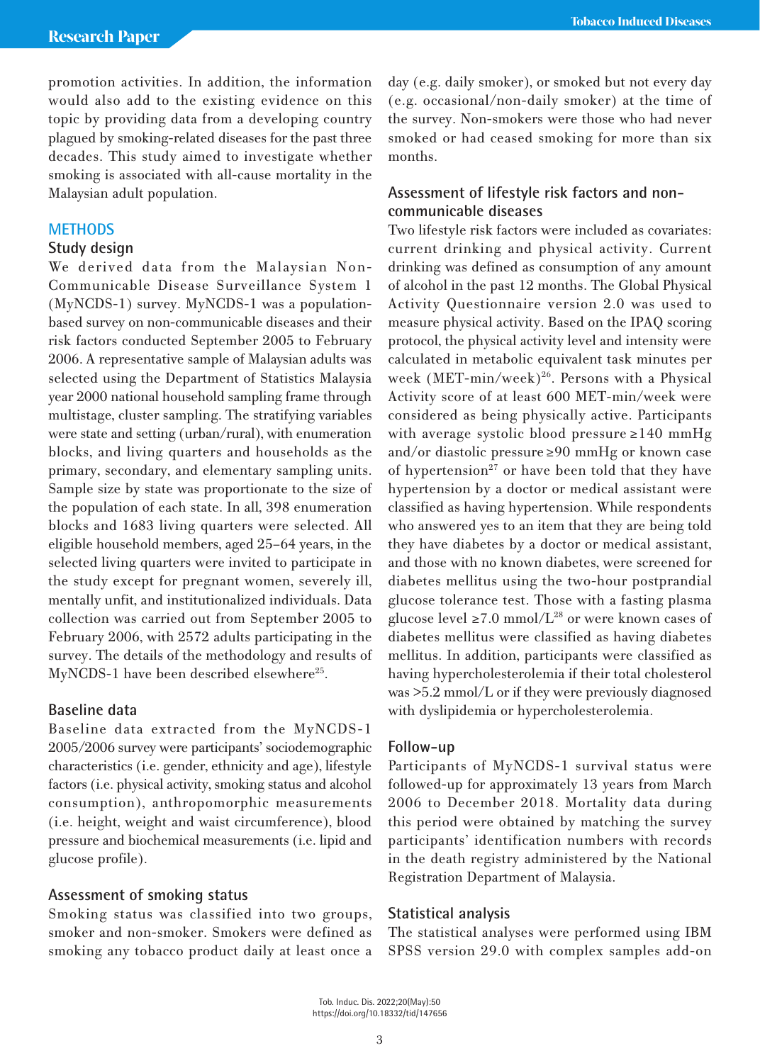promotion activities. In addition, the information would also add to the existing evidence on this topic by providing data from a developing country plagued by smoking-related diseases for the past three decades. This study aimed to investigate whether smoking is associated with all-cause mortality in the Malaysian adult population.

## METHODS

### Study design

We derived data from the Malaysian Non-Communicable Disease Surveillance System 1 (MyNCDS-1) survey. MyNCDS-1 was a population-based survey on non-communicable diseases and their risk factors conducted September 2005 to February 2006. A representative sample of Malaysian adults was selected using the Department of Statistics Malaysia year 2000 national household sampling frame through multistage, cluster sampling. The stratifying variables were state and setting (urban/rural), with enumeration blocks, and living quarters and households as the primary, secondary, and elementary sampling units. Sample size by state was proportionate to the size of the population of each state. In all, 398 enumeration blocks and 1683 living quarters were selected. All eligible household members, aged 25–64 years, in the selected living quarters were invited to participate in the study except for pregnant women, severely ill, mentally unfit, and institutionalized individuals. Data collection was carried out from September 2005 to February 2006, with 2572 adults participating in the survey. The details of the methodology and results of MyNCDS-1 have been described elsewhere[25].

### Baseline data

Baseline data extracted from the MyNCDS-1 2005/2006 survey were participants' sociodemographic characteristics (i.e. gender, ethnicity and age), lifestyle factors (i.e. physical activity, smoking status and alcohol consumption), anthropomorphic measurements (i.e. height, weight and waist circumference), blood pressure and biochemical measurements (i.e. lipid and glucose profile).

### Assessment of smoking status

Smoking status was classified into two groups, smoker and non-smoker. Smokers were defined as smoking any tobacco product daily at least once a day (e.g. daily smoker), or smoked but not every day (e.g. occasional/non-daily smoker) at the time of the survey. Non-smokers were those who had never smoked or had ceased smoking for more than six months.

### Assessment of lifestyle risk factors and non-communicable diseases

Two lifestyle risk factors were included as covariates: current drinking and physical activity. Current drinking was defined as consumption of any amount of alcohol in the past 12 months. The Global Physical Activity Questionnaire version 2.0 was used to measure physical activity. Based on the IPAQ scoring protocol, the physical activity level and intensity were calculated in metabolic equivalent task minutes per week (MET-min/week)[26]. Persons with a Physical Activity score of at least 600 MET-min/week were considered as being physically active. Participants with average systolic blood pressure ≥140 mmHg and/or diastolic pressure ≥90 mmHg or known case of hypertension[27] or have been told that they have hypertension by a doctor or medical assistant were classified as having hypertension. While respondents who answered yes to an item that they are being told they have diabetes by a doctor or medical assistant, and those with no known diabetes, were screened for diabetes mellitus using the two-hour postprandial glucose tolerance test. Those with a fasting plasma glucose level ≥7.0 mmol/L[28] or were known cases of diabetes mellitus were classified as having diabetes mellitus. In addition, participants were classified as having hypercholesterolemia if their total cholesterol was >5.2 mmol/L or if they were previously diagnosed with dyslipidemia or hypercholesterolemia.

### Follow-up

Participants of MyNCDS-1 survival status were followed-up for approximately 13 years from March 2006 to December 2018. Mortality data during this period were obtained by matching the survey participants' identification numbers with records in the death registry administered by the National Registration Department of Malaysia.

### Statistical analysis

The statistical analyses were performed using IBM SPSS version 29.0 with complex samples add-on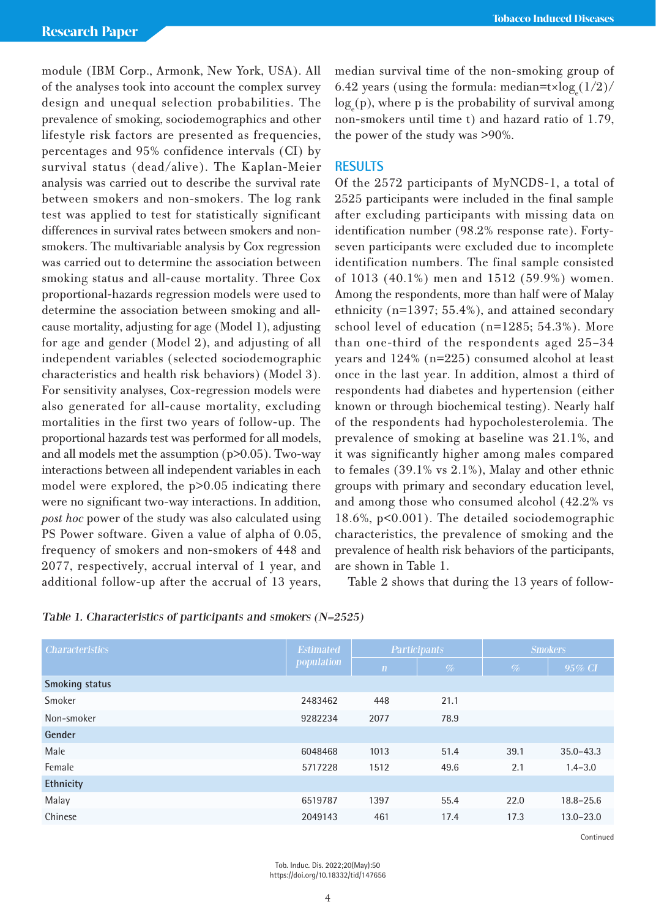module (IBM Corp., Armonk, New York, USA). All of the analyses took into account the complex survey design and unequal selection probabilities. The prevalence of smoking, sociodemographics and other lifestyle risk factors are presented as frequencies, percentages and 95% confidence intervals (CI) by survival status (dead/alive). The Kaplan-Meier analysis was carried out to describe the survival rate between smokers and non-smokers. The log rank test was applied to test for statistically significant differences in survival rates between smokers and non-smokers. The multivariable analysis by Cox regression was carried out to determine the association between smoking status and all-cause mortality. Three Cox proportional-hazards regression models were used to determine the association between smoking and all-cause mortality, adjusting for age (Model 1), adjusting for age and gender (Model 2), and adjusting of all independent variables (selected sociodemographic characteristics and health risk behaviors) (Model 3). For sensitivity analyses, Cox-regression models were also generated for all-cause mortality, excluding mortalities in the first two years of follow-up. The proportional hazards test was performed for all models, and all models met the assumption (p>0.05). Two-way interactions between all independent variables in each model were explored, the p>0.05 indicating there were no significant two-way interactions. In addition, *post hoc* power of the study was also calculated using PS Power software. Given a value of alpha of 0.05, frequency of smokers and non-smokers of 448 and 2077, respectively, accrual interval of 1 year, and additional follow-up after the accrual of 13 years, median survival time of the non-smoking group of 6.42 years (using the formula: median=$t \times \log_e(1/2)/\log_e(p)$, where p is the probability of survival among non-smokers until time t) and hazard ratio of 1.79, the power of the study was >90%.

## RESULTS

Of the 2572 participants of MyNCDS-1, a total of 2525 participants were included in the final sample after excluding participants with missing data on identification number (98.2% response rate). Forty-seven participants were excluded due to incomplete identification numbers. The final sample consisted of 1013 (40.1%) men and 1512 (59.9%) women. Among the respondents, more than half were of Malay ethnicity (n=1397; 55.4%), and attained secondary school level of education (n=1285; 54.3%). More than one-third of the respondents aged 25–34 years and 124% (n=225) consumed alcohol at least once in the last year. In addition, almost a third of respondents had diabetes and hypertension (either known or through biochemical testing). Nearly half of the respondents had hypocholesterolemia. The prevalence of smoking at baseline was 21.1%, and it was significantly higher among males compared to females (39.1% vs 2.1%), Malay and other ethnic groups with primary and secondary education level, and among those who consumed alcohol (42.2% vs 18.6%, p<0.001). The detailed sociodemographic characteristics, the prevalence of smoking and the prevalence of health risk behaviors of the participants, are shown in Table 1.

Table 2 shows that during the 13 years of follow-

*Table 1. Characteristics of participants and smokers (N=2525)*

| Characteristics | Estimated population | Participants | | Smokers | |
|---|---|---|---|---|---|
| | | n | % | % | 95% CI |
| **Smoking status** | | | | | |
| Smoker | 2483462 | 448 | 21.1 | | |
| Non-smoker | 9282234 | 2077 | 78.9 | | |
| **Gender** | | | | | |
| Male | 6048468 | 1013 | 51.4 | 39.1 | 35.0–43.3 |
| Female | 5717228 | 1512 | 49.6 | 2.1 | 1.4–3.0 |
| **Ethnicity** | | | | | |
| Malay | 6519787 | 1397 | 55.4 | 22.0 | 18.8–25.6 |
| Chinese | 2049143 | 461 | 17.4 | 17.3 | 13.0–23.0 |

Continued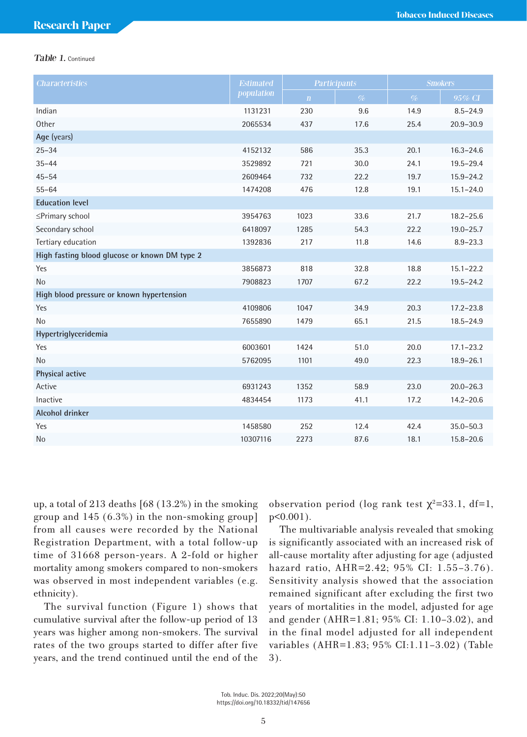***Table 1.*** Continued

| Characteristics | Estimated population | Participants | | Smokers | |
|---|---|---|---|---|---|
| | | n | % | % | 95% CI |
| Indian | 1131231 | 230 | 9.6 | 14.9 | 8.5–24.9 |
| Other | 2065534 | 437 | 17.6 | 25.4 | 20.9–30.9 |
| **Age** (years) | | | | | |
| 25–34 | 4152132 | 586 | 35.3 | 20.1 | 16.3–24.6 |
| 35–44 | 3529892 | 721 | 30.0 | 24.1 | 19.5–29.4 |
| 45–54 | 2609464 | 732 | 22.2 | 19.7 | 15.9–24.2 |
| 55–64 | 1474208 | 476 | 12.8 | 19.1 | 15.1–24.0 |
| **Education level** | | | | | |
| ≤Primary school | 3954763 | 1023 | 33.6 | 21.7 | 18.2–25.6 |
| Secondary school | 6418097 | 1285 | 54.3 | 22.2 | 19.0–25.7 |
| Tertiary education | 1392836 | 217 | 11.8 | 14.6 | 8.9–23.3 |
| **High fasting blood glucose or known DM type 2** | | | | | |
| Yes | 3856873 | 818 | 32.8 | 18.8 | 15.1–22.2 |
| No | 7908823 | 1707 | 67.2 | 22.2 | 19.5–24.2 |
| **High blood pressure or known hypertension** | | | | | |
| Yes | 4109806 | 1047 | 34.9 | 20.3 | 17.2–23.8 |
| No | 7655890 | 1479 | 65.1 | 21.5 | 18.5–24.9 |
| **Hypertriglyceridemia** | | | | | |
| Yes | 6003601 | 1424 | 51.0 | 20.0 | 17.1–23.2 |
| No | 5762095 | 1101 | 49.0 | 22.3 | 18.9–26.1 |
| **Physical active** | | | | | |
| Active | 6931243 | 1352 | 58.9 | 23.0 | 20.0–26.3 |
| Inactive | 4834454 | 1173 | 41.1 | 17.2 | 14.2–20.6 |
| **Alcohol drinker** | | | | | |
| Yes | 1458580 | 252 | 12.4 | 42.4 | 35.0–50.3 |
| No | 10307116 | 2273 | 87.6 | 18.1 | 15.8–20.6 |

up, a total of 213 deaths [68 (13.2%) in the smoking group and 145 (6.3%) in the non-smoking group] from all causes were recorded by the National Registration Department, with a total follow-up time of 31668 person-years. A 2-fold or higher mortality among smokers compared to non-smokers was observed in most independent variables (e.g. ethnicity).

The survival function (Figure 1) shows that cumulative survival after the follow-up period of 13 years was higher among non-smokers. The survival rates of the two groups started to differ after five years, and the trend continued until the end of the observation period (log rank test $\chi^2$=33.1, df=1, $p<0.001$).

The multivariable analysis revealed that smoking is significantly associated with an increased risk of all-cause mortality after adjusting for age (adjusted hazard ratio, AHR=2.42; 95% CI: 1.55–3.76). Sensitivity analysis showed that the association remained significant after excluding the first two years of mortalities in the model, adjusted for age and gender (AHR=1.81; 95% CI: 1.10–3.02), and in the final model adjusted for all independent variables (AHR=1.83; 95% CI:1.11–3.02) (Table 3).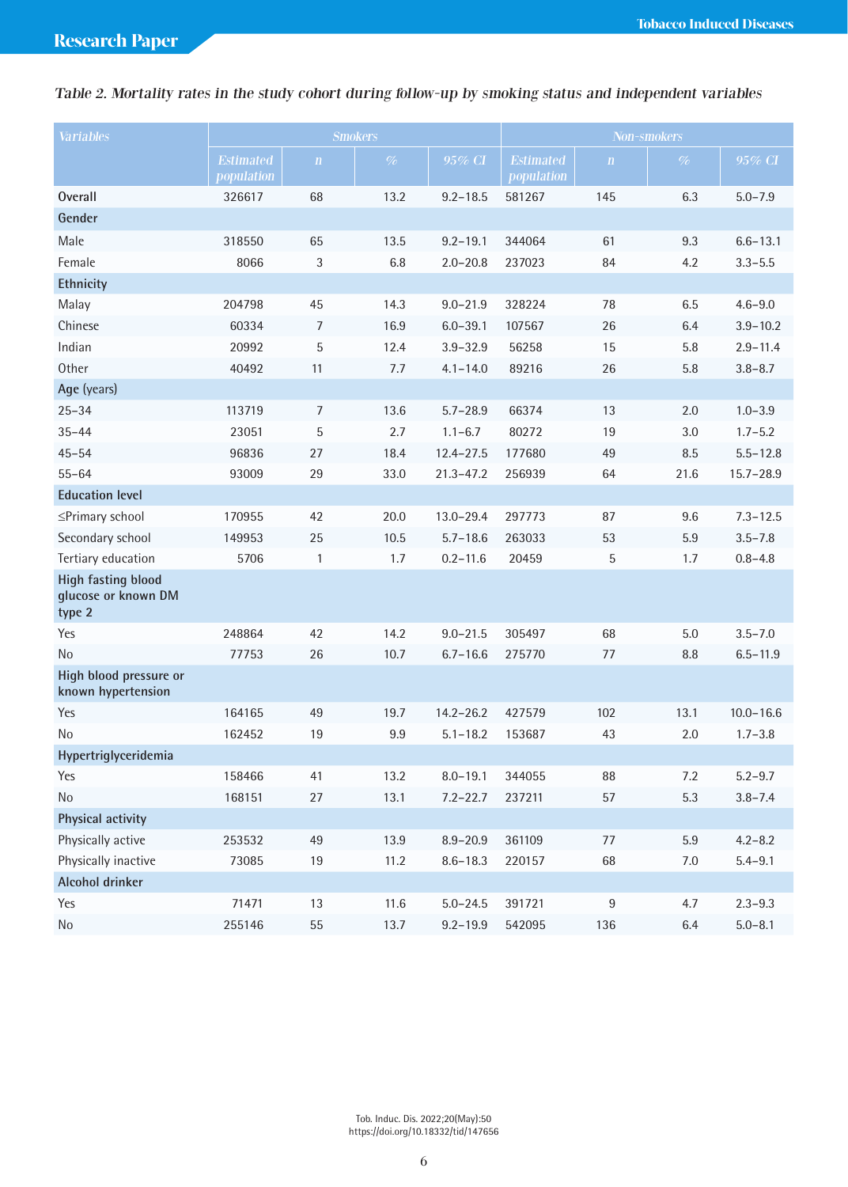*Table 2. Mortality rates in the study cohort during follow-up by smoking status and independent variables*

| Variables | Smokers | | | | Non-smokers | | | |
|---|---|---|---|---|---|---|---|---|
| | Estimated population | n | % | 95% CI | Estimated population | n | % | 95% CI |
| Overall | 326617 | 68 | 13.2 | 9.2–18.5 | 581267 | 145 | 6.3 | 5.0–7.9 |
| **Gender** | | | | | | | | |
| Male | 318550 | 65 | 13.5 | 9.2–19.1 | 344064 | 61 | 9.3 | 6.6–13.1 |
| Female | 8066 | 3 | 6.8 | 2.0–20.8 | 237023 | 84 | 4.2 | 3.3–5.5 |
| **Ethnicity** | | | | | | | | |
| Malay | 204798 | 45 | 14.3 | 9.0–21.9 | 328224 | 78 | 6.5 | 4.6–9.0 |
| Chinese | 60334 | 7 | 16.9 | 6.0–39.1 | 107567 | 26 | 6.4 | 3.9–10.2 |
| Indian | 20992 | 5 | 12.4 | 3.9–32.9 | 56258 | 15 | 5.8 | 2.9–11.4 |
| Other | 40492 | 11 | 7.7 | 4.1–14.0 | 89216 | 26 | 5.8 | 3.8–8.7 |
| **Age** (years) | | | | | | | | |
| 25–34 | 113719 | 7 | 13.6 | 5.7–28.9 | 66374 | 13 | 2.0 | 1.0–3.9 |
| 35–44 | 23051 | 5 | 2.7 | 1.1–6.7 | 80272 | 19 | 3.0 | 1.7–5.2 |
| 45–54 | 96836 | 27 | 18.4 | 12.4–27.5 | 177680 | 49 | 8.5 | 5.5–12.8 |
| 55–64 | 93009 | 29 | 33.0 | 21.3–47.2 | 256939 | 64 | 21.6 | 15.7–28.9 |
| **Education level** | | | | | | | | |
| ≤Primary school | 170955 | 42 | 20.0 | 13.0–29.4 | 297773 | 87 | 9.6 | 7.3–12.5 |
| Secondary school | 149953 | 25 | 10.5 | 5.7–18.6 | 263033 | 53 | 5.9 | 3.5–7.8 |
| Tertiary education | 5706 | 1 | 1.7 | 0.2–11.6 | 20459 | 5 | 1.7 | 0.8–4.8 |
| **High fasting blood glucose or known DM type 2** | | | | | | | | |
| Yes | 248864 | 42 | 14.2 | 9.0–21.5 | 305497 | 68 | 5.0 | 3.5–7.0 |
| No | 77753 | 26 | 10.7 | 6.7–16.6 | 275770 | 77 | 8.8 | 6.5–11.9 |
| **High blood pressure or known hypertension** | | | | | | | | |
| Yes | 164165 | 49 | 19.7 | 14.2–26.2 | 427579 | 102 | 13.1 | 10.0–16.6 |
| No | 162452 | 19 | 9.9 | 5.1–18.2 | 153687 | 43 | 2.0 | 1.7–3.8 |
| **Hypertriglyceridemia** | | | | | | | | |
| Yes | 158466 | 41 | 13.2 | 8.0–19.1 | 344055 | 88 | 7.2 | 5.2–9.7 |
| No | 168151 | 27 | 13.1 | 7.2–22.7 | 237211 | 57 | 5.3 | 3.8–7.4 |
| **Physical activity** | | | | | | | | |
| Physically active | 253532 | 49 | 13.9 | 8.9–20.9 | 361109 | 77 | 5.9 | 4.2–8.2 |
| Physically inactive | 73085 | 19 | 11.2 | 8.6–18.3 | 220157 | 68 | 7.0 | 5.4–9.1 |
| **Alcohol drinker** | | | | | | | | |
| Yes | 71471 | 13 | 11.6 | 5.0–24.5 | 391721 | 9 | 4.7 | 2.3–9.3 |
| No | 255146 | 55 | 13.7 | 9.2–19.9 | 542095 | 136 | 6.4 | 5.0–8.1 |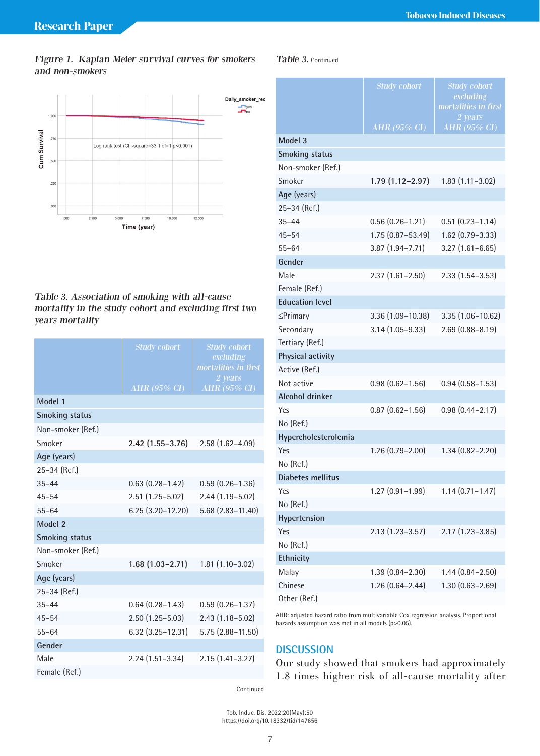*Figure 1. Kaplan Meier survival curves for smokers and non-smokers*

Daily_smoker_rec
yes
no

Cum Survival

1.000
.750
.500
.250
.000

Log rank test (Chi-square=33.1 df=1 p<0.001)

.000
2.500
5.000
7.500
10.000
12.500

Time (year)

*Table 3. Association of smoking with all-cause mortality in the study cohort and excluding first two years mortality*

| | Study cohort AHR (95% CI) | Study cohort excluding mortalities in first 2 years AHR (95% CI) |
|---|---|---|
| **Model 1** | | |
| **Smoking status** | | |
| Non-smoker (Ref.) | | |
| Smoker | **2.42 (1.55–3.76)** | 2.58 (1.62–4.09) |
| **Age (years)** | | |
| 25–34 (Ref.) | | |
| 35–44 | 0.63 (0.28–1.42) | 0.59 (0.26–1.36) |
| 45–54 | 2.51 (1.25–5.02) | 2.44 (1.19–5.02) |
| 55–64 | 6.25 (3.20–12.20) | 5.68 (2.83–11.40) |
| **Model 2** | | |
| **Smoking status** | | |
| Non-smoker (Ref.) | | |
| Smoker | **1.68 (1.03–2.71)** | 1.81 (1.10–3.02) |
| **Age (years)** | | |
| 25–34 (Ref.) | | |
| 35–44 | 0.64 (0.28–1.43) | 0.59 (0.26–1.37) |
| 45–54 | 2.50 (1.25–5.03) | 2.43 (1.18–5.02) |
| 55–64 | 6.32 (3.25–12.31) | 5.75 (2.88–11.50) |
| **Gender** | | |
| Male | 2.24 (1.51–3.34) | 2.15 (1.41–3.27) |
| Female (Ref.) | | |
| **Model 3** | | |
| **Smoking status** | | |
| Non-smoker (Ref.) | | |
| Smoker | **1.79 (1.12–2.97)** | 1.83 (1.11–3.02) |
| **Age (years)** | | |
| 25–34 (Ref.) | | |
| 35–44 | 0.56 (0.26–1.21) | 0.51 (0.23–1.14) |
| 45–54 | 1.75 (0.87–53.49) | 1.62 (0.79–3.33) |
| 55–64 | 3.87 (1.94–7.71) | 3.27 (1.61–6.65) |
| **Gender** | | |
| Male | 2.37 (1.61–2.50) | 2.33 (1.54–3.53) |
| Female (Ref.) | | |
| **Education level** | | |
| ≤Primary | 3.36 (1.09–10.38) | 3.35 (1.06–10.62) |
| Secondary | 3.14 (1.05–9.33) | 2.69 (0.88–8.19) |
| Tertiary (Ref.) | | |
| **Physical activity** | | |
| Active (Ref.) | | |
| Not active | 0.98 (0.62–1.56) | 0.94 (0.58–1.53) |
| **Alcohol drinker** | | |
| Yes | 0.87 (0.62–1.56) | 0.98 (0.44–2.17) |
| No (Ref.) | | |
| **Hypercholesterolemia** | | |
| Yes | 1.26 (0.79–2.00) | 1.34 (0.82–2.20) |
| No (Ref.) | | |
| **Diabetes mellitus** | | |
| Yes | 1.27 (0.91–1.99) | 1.14 (0.71–1.47) |
| No (Ref.) | | |
| **Hypertension** | | |
| Yes | 2.13 (1.23–3.57) | 2.17 (1.23–3.85) |
| No (Ref.) | | |
| **Ethnicity** | | |
| Malay | 1.39 (0.84–2.30) | 1.44 (0.84–2.50) |
| Chinese | 1.26 (0.64–2.44) | 1.30 (0.63–2.69) |
| Other (Ref.) | | |

AHR: adjusted hazard ratio from multivariable Cox regression analysis. Proportional hazards assumption was met in all models (p>0.05).

## DISCUSSION

Our study showed that smokers had approximately 1.8 times higher risk of all-cause mortality after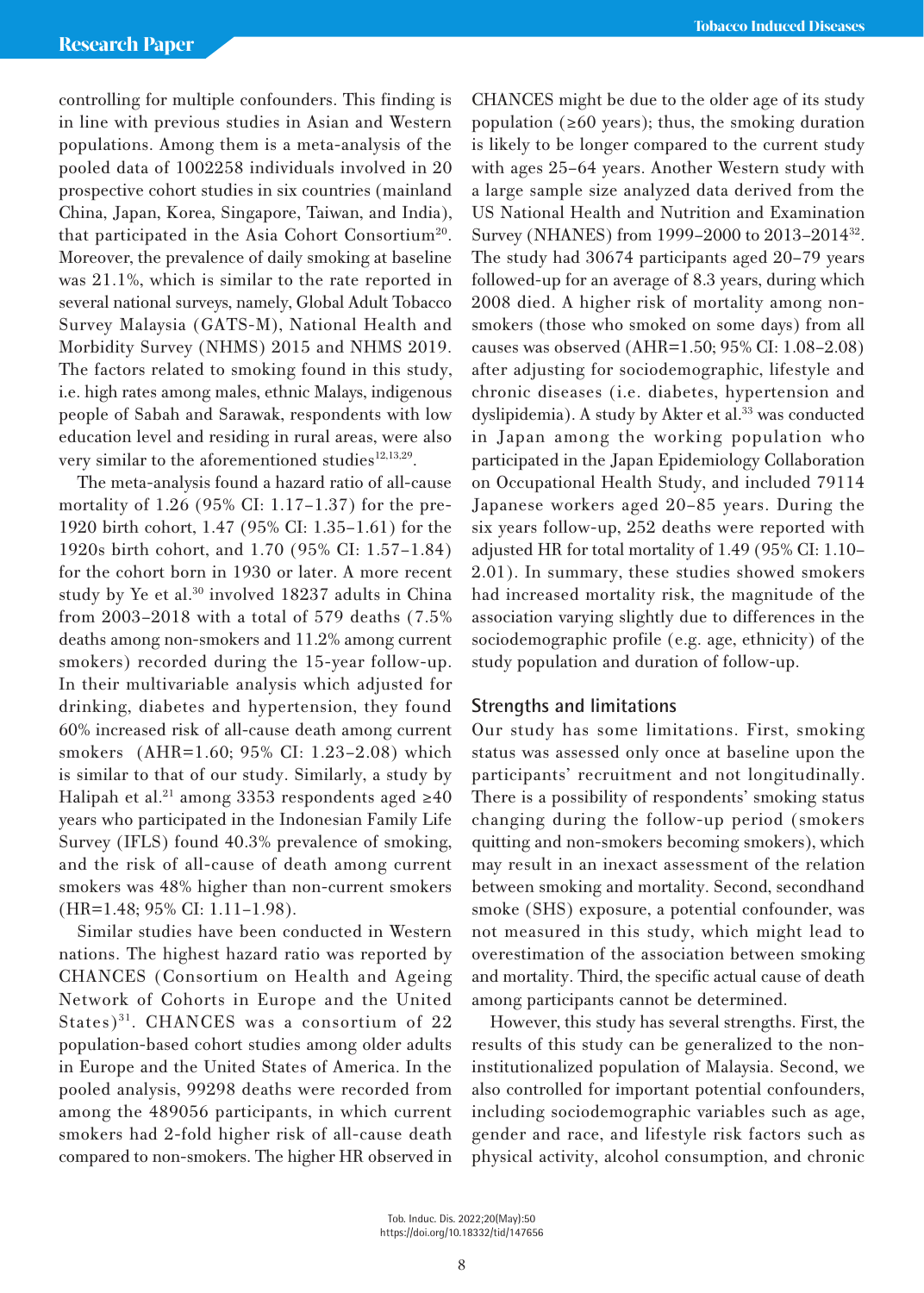controlling for multiple confounders. This finding is in line with previous studies in Asian and Western populations. Among them is a meta-analysis of the pooled data of 1002258 individuals involved in 20 prospective cohort studies in six countries (mainland China, Japan, Korea, Singapore, Taiwan, and India), that participated in the Asia Cohort Consortium[20]. Moreover, the prevalence of daily smoking at baseline was 21.1%, which is similar to the rate reported in several national surveys, namely, Global Adult Tobacco Survey Malaysia (GATS-M), National Health and Morbidity Survey (NHMS) 2015 and NHMS 2019. The factors related to smoking found in this study, i.e. high rates among males, ethnic Malays, indigenous people of Sabah and Sarawak, respondents with low education level and residing in rural areas, were also very similar to the aforementioned studies[12,13,29].

The meta-analysis found a hazard ratio of all-cause mortality of 1.26 (95% CI: 1.17–1.37) for the pre-1920 birth cohort, 1.47 (95% CI: 1.35–1.61) for the 1920s birth cohort, and 1.70 (95% CI: 1.57–1.84) for the cohort born in 1930 or later. A more recent study by Ye et al.[30] involved 18237 adults in China from 2003–2018 with a total of 579 deaths (7.5% deaths among non-smokers and 11.2% among current smokers) recorded during the 15-year follow-up. In their multivariable analysis which adjusted for drinking, diabetes and hypertension, they found 60% increased risk of all-cause death among current smokers (AHR=1.60; 95% CI: 1.23–2.08) which is similar to that of our study. Similarly, a study by Halipah et al.[21] among 3353 respondents aged ≥40 years who participated in the Indonesian Family Life Survey (IFLS) found 40.3% prevalence of smoking, and the risk of all-cause of death among current smokers was 48% higher than non-current smokers (HR=1.48; 95% CI: 1.11–1.98).

Similar studies have been conducted in Western nations. The highest hazard ratio was reported by CHANCES (Consortium on Health and Ageing Network of Cohorts in Europe and the United States)[31]. CHANCES was a consortium of 22 population-based cohort studies among older adults in Europe and the United States of America. In the pooled analysis, 99298 deaths were recorded from among the 489056 participants, in which current smokers had 2-fold higher risk of all-cause death compared to non-smokers. The higher HR observed in CHANCES might be due to the older age of its study population (≥60 years); thus, the smoking duration is likely to be longer compared to the current study with ages 25–64 years. Another Western study with a large sample size analyzed data derived from the US National Health and Nutrition and Examination Survey (NHANES) from 1999–2000 to 2013–2014[32]. The study had 30674 participants aged 20–79 years followed-up for an average of 8.3 years, during which 2008 died. A higher risk of mortality among non-smokers (those who smoked on some days) from all causes was observed (AHR=1.50; 95% CI: 1.08–2.08) after adjusting for sociodemographic, lifestyle and chronic diseases (i.e. diabetes, hypertension and dyslipidemia). A study by Akter et al.[33] was conducted in Japan among the working population who participated in the Japan Epidemiology Collaboration on Occupational Health Study, and included 79114 Japanese workers aged 20–85 years. During the six years follow-up, 252 deaths were reported with adjusted HR for total mortality of 1.49 (95% CI: 1.10–2.01). In summary, these studies showed smokers had increased mortality risk, the magnitude of the association varying slightly due to differences in the sociodemographic profile (e.g. age, ethnicity) of the study population and duration of follow-up.

## Strengths and limitations

Our study has some limitations. First, smoking status was assessed only once at baseline upon the participants' recruitment and not longitudinally. There is a possibility of respondents' smoking status changing during the follow-up period (smokers quitting and non-smokers becoming smokers), which may result in an inexact assessment of the relation between smoking and mortality. Second, secondhand smoke (SHS) exposure, a potential confounder, was not measured in this study, which might lead to overestimation of the association between smoking and mortality. Third, the specific actual cause of death among participants cannot be determined.

However, this study has several strengths. First, the results of this study can be generalized to the non-institutionalized population of Malaysia. Second, we also controlled for important potential confounders, including sociodemographic variables such as age, gender and race, and lifestyle risk factors such as physical activity, alcohol consumption, and chronic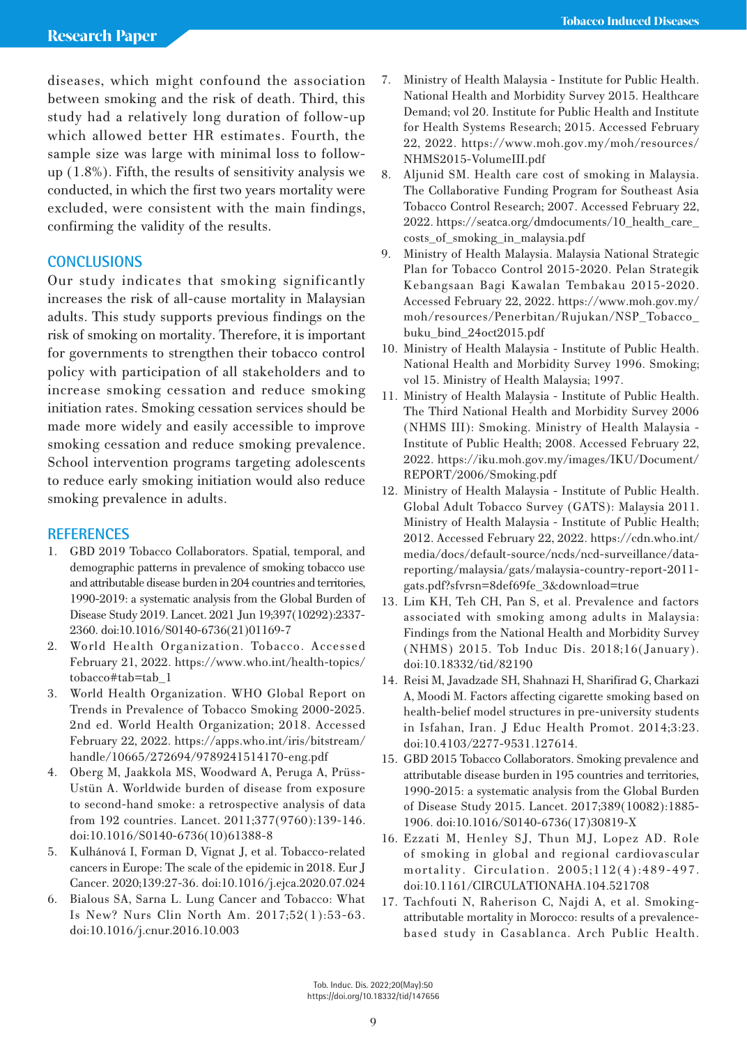diseases, which might confound the association between smoking and the risk of death. Third, this study had a relatively long duration of follow-up which allowed better HR estimates. Fourth, the sample size was large with minimal loss to follow-up (1.8%). Fifth, the results of sensitivity analysis we conducted, in which the first two years mortality were excluded, were consistent with the main findings, confirming the validity of the results.

## CONCLUSIONS

Our study indicates that smoking significantly increases the risk of all-cause mortality in Malaysian adults. This study supports previous findings on the risk of smoking on mortality. Therefore, it is important for governments to strengthen their tobacco control policy with participation of all stakeholders and to increase smoking cessation and reduce smoking initiation rates. Smoking cessation services should be made more widely and easily accessible to improve smoking cessation and reduce smoking prevalence. School intervention programs targeting adolescents to reduce early smoking initiation would also reduce smoking prevalence in adults.

## REFERENCES

1. GBD 2019 Tobacco Collaborators. Spatial, temporal, and demographic patterns in prevalence of smoking tobacco use and attributable disease burden in 204 countries and territories, 1990-2019: a systematic analysis from the Global Burden of Disease Study 2019. Lancet. 2021 Jun 19;397(10292):2337-2360. doi:10.1016/S0140-6736(21)01169-7
2. World Health Organization. Tobacco. Accessed February 21, 2022. https://www.who.int/health-topics/tobacco#tab=tab_1
3. World Health Organization. WHO Global Report on Trends in Prevalence of Tobacco Smoking 2000-2025. 2nd ed. World Health Organization; 2018. Accessed February 22, 2022. https://apps.who.int/iris/bitstream/handle/10665/272694/9789241514170-eng.pdf
4. Oberg M, Jaakkola MS, Woodward A, Peruga A, Prüss-Ustün A. Worldwide burden of disease from exposure to second-hand smoke: a retrospective analysis of data from 192 countries. Lancet. 2011;377(9760):139-146. doi:10.1016/S0140-6736(10)61388-8
5. Kulhánová I, Forman D, Vignat J, et al. Tobacco-related cancers in Europe: The scale of the epidemic in 2018. Eur J Cancer. 2020;139:27-36. doi:10.1016/j.ejca.2020.07.024
6. Bialous SA, Sarna L. Lung Cancer and Tobacco: What Is New? Nurs Clin North Am. 2017;52(1):53-63. doi:10.1016/j.cnur.2016.10.003
7. Ministry of Health Malaysia - Institute for Public Health. National Health and Morbidity Survey 2015. Healthcare Demand; vol 20. Institute for Public Health and Institute for Health Systems Research; 2015. Accessed February 22, 2022. https://www.moh.gov.my/moh/resources/NHMS2015-VolumeIII.pdf
8. Aljunid SM. Health care cost of smoking in Malaysia. The Collaborative Funding Program for Southeast Asia Tobacco Control Research; 2007. Accessed February 22, 2022. https://seatca.org/dmdocuments/10_health_care_costs_of_smoking_in_malaysia.pdf
9. Ministry of Health Malaysia. Malaysia National Strategic Plan for Tobacco Control 2015-2020. Pelan Strategik Kebangsaan Bagi Kawalan Tembakau 2015-2020. Accessed February 22, 2022. https://www.moh.gov.my/moh/resources/Penerbitan/Rujukan/NSP_Tobacco_buku_bind_24oct2015.pdf
10. Ministry of Health Malaysia - Institute of Public Health. National Health and Morbidity Survey 1996. Smoking; vol 15. Ministry of Health Malaysia; 1997.
11. Ministry of Health Malaysia - Institute of Public Health. The Third National Health and Morbidity Survey 2006 (NHMS III): Smoking. Ministry of Health Malaysia - Institute of Public Health; 2008. Accessed February 22, 2022. https://iku.moh.gov.my/images/IKU/Document/REPORT/2006/Smoking.pdf
12. Ministry of Health Malaysia - Institute of Public Health. Global Adult Tobacco Survey (GATS): Malaysia 2011. Ministry of Health Malaysia - Institute of Public Health; 2012. Accessed February 22, 2022. https://cdn.who.int/media/docs/default-source/ncds/ncd-surveillance/data-reporting/malaysia/gats/malaysia-country-report-2011-gats.pdf?sfvrsn=8def69fe_3&download=true
13. Lim KH, Teh CH, Pan S, et al. Prevalence and factors associated with smoking among adults in Malaysia: Findings from the National Health and Morbidity Survey (NHMS) 2015. Tob Induc Dis. 2018;16(January). doi:10.18332/tid/82190
14. Reisi M, Javadzade SH, Shahnazi H, Sharifirad G, Charkazi A, Moodi M. Factors affecting cigarette smoking based on health-belief model structures in pre-university students in Isfahan, Iran. J Educ Health Promot. 2014;3:23. doi:10.4103/2277-9531.127614.
15. GBD 2015 Tobacco Collaborators. Smoking prevalence and attributable disease burden in 195 countries and territories, 1990-2015: a systematic analysis from the Global Burden of Disease Study 2015. Lancet. 2017;389(10082):1885-1906. doi:10.1016/S0140-6736(17)30819-X
16. Ezzati M, Henley SJ, Thun MJ, Lopez AD. Role of smoking in global and regional cardiovascular mortality. Circulation. 2005;112(4):489-497. doi:10.1161/CIRCULATIONAHA.104.521708
17. Tachfouti N, Raherison C, Najdi A, et al. Smoking-attributable mortality in Morocco: results of a prevalence-based study in Casablanca. Arch Public Health.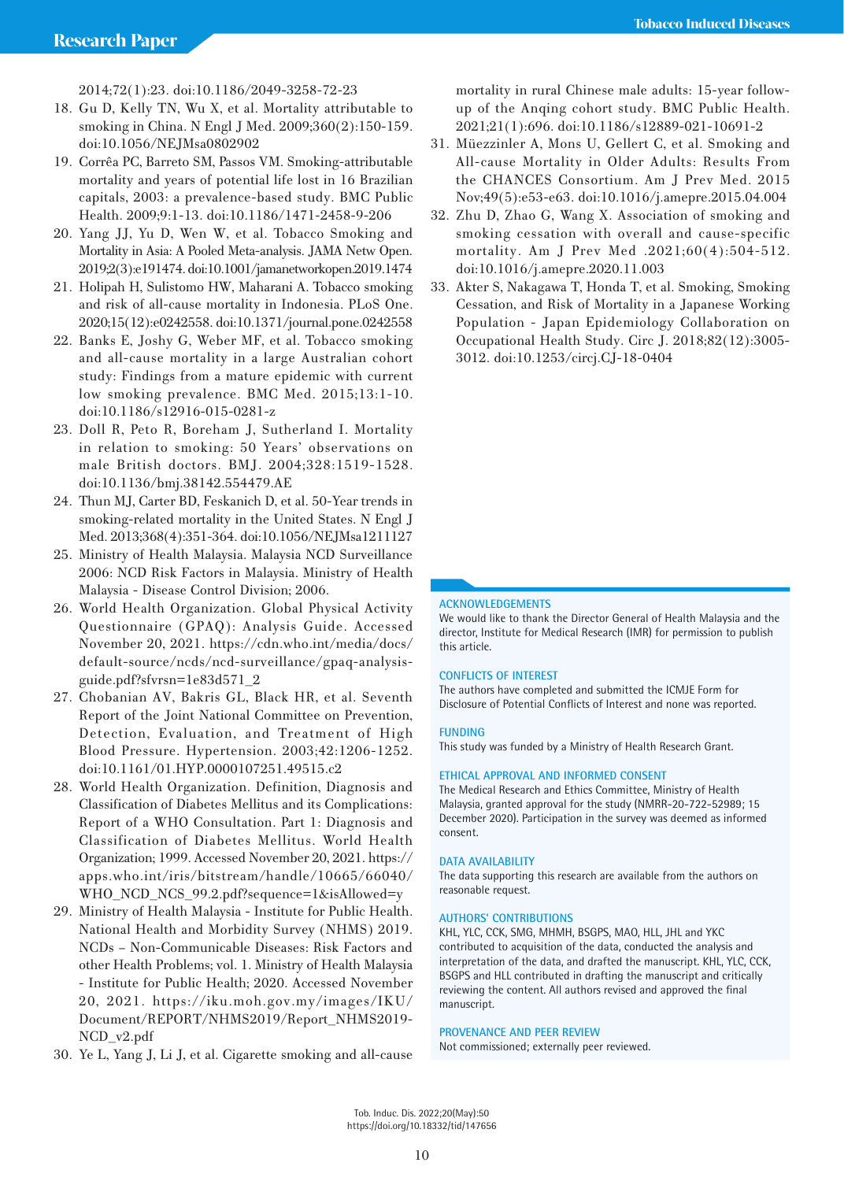2014;72(1):23. doi:10.1186/2049-3258-72-23

18. Gu D, Kelly TN, Wu X, et al. Mortality attributable to smoking in China. N Engl J Med. 2009;360(2):150-159. doi:10.1056/NEJMsa0802902
19. Corrêa PC, Barreto SM, Passos VM. Smoking-attributable mortality and years of potential life lost in 16 Brazilian capitals, 2003: a prevalence-based study. BMC Public Health. 2009;9:1-13. doi:10.1186/1471-2458-9-206
20. Yang JJ, Yu D, Wen W, et al. Tobacco Smoking and Mortality in Asia: A Pooled Meta-analysis. JAMA Netw Open. 2019;2(3):e191474. doi:10.1001/jamanetworkopen.2019.1474
21. Holipah H, Sulistomo HW, Maharani A. Tobacco smoking and risk of all-cause mortality in Indonesia. PLoS One. 2020;15(12):e0242558. doi:10.1371/journal.pone.0242558
22. Banks E, Joshy G, Weber MF, et al. Tobacco smoking and all-cause mortality in a large Australian cohort study: Findings from a mature epidemic with current low smoking prevalence. BMC Med. 2015;13:1-10. doi:10.1186/s12916-015-0281-z
23. Doll R, Peto R, Boreham J, Sutherland I. Mortality in relation to smoking: 50 Years' observations on male British doctors. BMJ. 2004;328:1519-1528. doi:10.1136/bmj.38142.554479.AE
24. Thun MJ, Carter BD, Feskanich D, et al. 50-Year trends in smoking-related mortality in the United States. N Engl J Med. 2013;368(4):351-364. doi:10.1056/NEJMsa1211127
25. Ministry of Health Malaysia. Malaysia NCD Surveillance 2006: NCD Risk Factors in Malaysia. Ministry of Health Malaysia - Disease Control Division; 2006.
26. World Health Organization. Global Physical Activity Questionnaire (GPAQ): Analysis Guide. Accessed November 20, 2021. https://cdn.who.int/media/docs/default-source/ncds/ncd-surveillance/gpaq-analysis-guide.pdf?sfvrsn=1e83d571_2
27. Chobanian AV, Bakris GL, Black HR, et al. Seventh Report of the Joint National Committee on Prevention, Detection, Evaluation, and Treatment of High Blood Pressure. Hypertension. 2003;42:1206-1252. doi:10.1161/01.HYP.0000107251.49515.c2
28. World Health Organization. Definition, Diagnosis and Classification of Diabetes Mellitus and its Complications: Report of a WHO Consultation. Part 1: Diagnosis and Classification of Diabetes Mellitus. World Health Organization; 1999. Accessed November 20, 2021. https://apps.who.int/iris/bitstream/handle/10665/66040/WHO_NCD_NCS_99.2.pdf?sequence=1&isAllowed=y
29. Ministry of Health Malaysia - Institute for Public Health. National Health and Morbidity Survey (NHMS) 2019. NCDs – Non-Communicable Diseases: Risk Factors and other Health Problems; vol. 1. Ministry of Health Malaysia - Institute for Public Health; 2020. Accessed November 20, 2021. https://iku.moh.gov.my/images/IKU/Document/REPORT/NHMS2019/Report_NHMS2019-NCD_v2.pdf
30. Ye L, Yang J, Li J, et al. Cigarette smoking and all-cause mortality in rural Chinese male adults: 15-year follow-up of the Anqing cohort study. BMC Public Health. 2021;21(1):696. doi:10.1186/s12889-021-10691-2
31. Müezzinler A, Mons U, Gellert C, et al. Smoking and All-cause Mortality in Older Adults: Results From the CHANCES Consortium. Am J Prev Med. 2015 Nov;49(5):e53-e63. doi:10.1016/j.amepre.2015.04.004
32. Zhu D, Zhao G, Wang X. Association of smoking and smoking cessation with overall and cause-specific mortality. Am J Prev Med .2021;60(4):504-512. doi:10.1016/j.amepre.2020.11.003
33. Akter S, Nakagawa T, Honda T, et al. Smoking, Smoking Cessation, and Risk of Mortality in a Japanese Working Population - Japan Epidemiology Collaboration on Occupational Health Study. Circ J. 2018;82(12):3005-3012. doi:10.1253/circj.CJ-18-0404

## ACKNOWLEDGEMENTS

We would like to thank the Director General of Health Malaysia and the director, Institute for Medical Research (IMR) for permission to publish this article.

## CONFLICTS OF INTEREST

The authors have completed and submitted the ICMJE Form for Disclosure of Potential Conflicts of Interest and none was reported.

## FUNDING

This study was funded by a Ministry of Health Research Grant.

## ETHICAL APPROVAL AND INFORMED CONSENT

The Medical Research and Ethics Committee, Ministry of Health Malaysia, granted approval for the study (NMRR-20-722-52989; 15 December 2020). Participation in the survey was deemed as informed consent.

## DATA AVAILABILITY

The data supporting this research are available from the authors on reasonable request.

## AUTHORS' CONTRIBUTIONS

KHL, YLC, CCK, SMG, MHMH, BSGPS, MAO, HLL, JHL and YKC contributed to acquisition of the data, conducted the analysis and interpretation of the data, and drafted the manuscript. KHL, YLC, CCK, BSGPS and HLL contributed in drafting the manuscript and critically reviewing the content. All authors revised and approved the final manuscript.

## PROVENANCE AND PEER REVIEW

Not commissioned; externally peer reviewed.